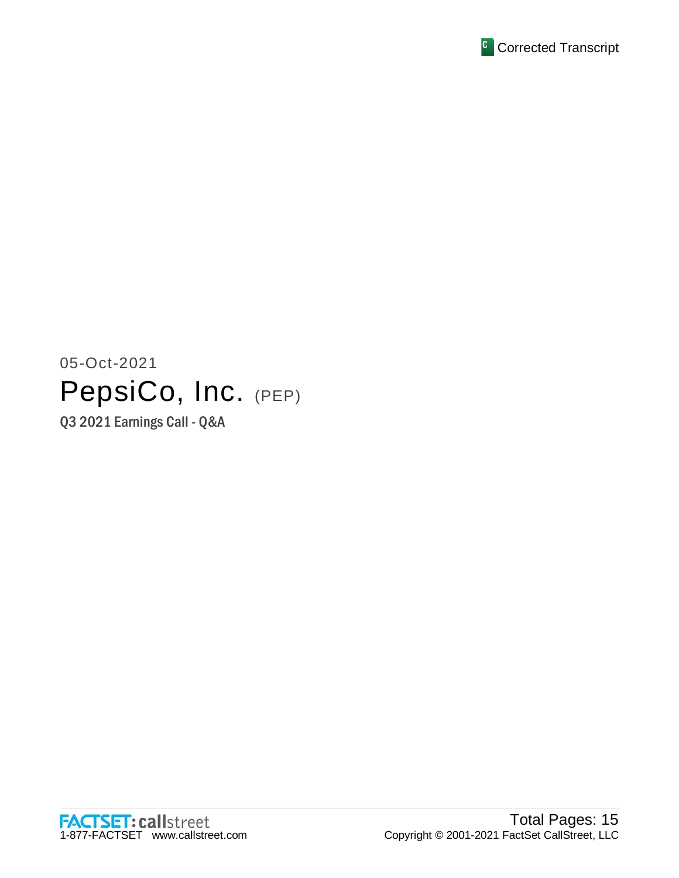Corrected Transcript

05-Oct-2021

# PepsiCo, Inc. (PEP)

## Q3 2021 Earnings Call - Q&A

Total Pages: 15

Copyright © 2001-2021 FactSet CallStreet, LLC

1-877-FACTSET www.callstreet.com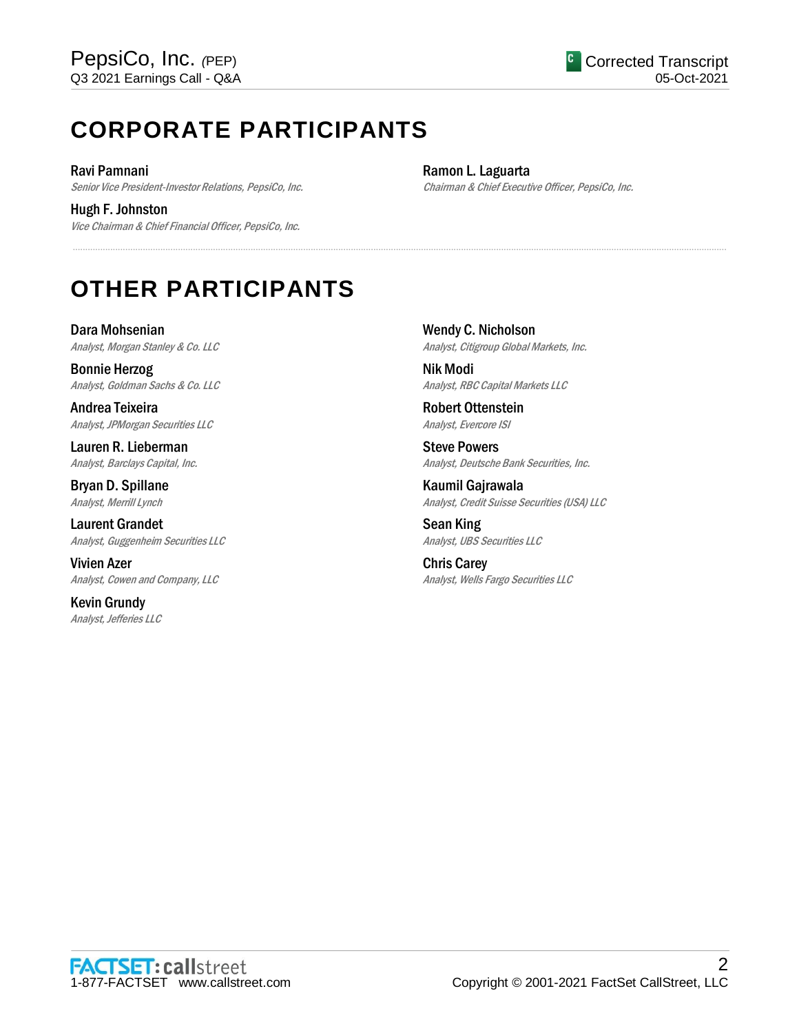# CORPORATE PARTICIPANTS

**Ravi Pamnani**
*Senior Vice President-Investor Relations, PepsiCo, Inc.*

**Hugh F. Johnston**
*Vice Chairman & Chief Financial Officer, PepsiCo, Inc.*

**Ramon L. Laguarta**
*Chairman & Chief Executive Officer, PepsiCo, Inc.*

# OTHER PARTICIPANTS

**Dara Mohsenian**
*Analyst, Morgan Stanley & Co. LLC*

**Bonnie Herzog**
*Analyst, Goldman Sachs & Co. LLC*

**Andrea Teixeira**
*Analyst, JPMorgan Securities LLC*

**Lauren R. Lieberman**
*Analyst, Barclays Capital, Inc.*

**Bryan D. Spillane**
*Analyst, Merrill Lynch*

**Laurent Grandet**
*Analyst, Guggenheim Securities LLC*

**Vivien Azer**
*Analyst, Cowen and Company, LLC*

**Kevin Grundy**
*Analyst, Jefferies LLC*

**Wendy C. Nicholson**
*Analyst, Citigroup Global Markets, Inc.*

**Nik Modi**
*Analyst, RBC Capital Markets LLC*

**Robert Ottenstein**
*Analyst, Evercore ISI*

**Steve Powers**
*Analyst, Deutsche Bank Securities, Inc.*

**Kaumil Gajrawala**
*Analyst, Credit Suisse Securities (USA) LLC*

**Sean King**
*Analyst, UBS Securities LLC*

**Chris Carey**
*Analyst, Wells Fargo Securities LLC*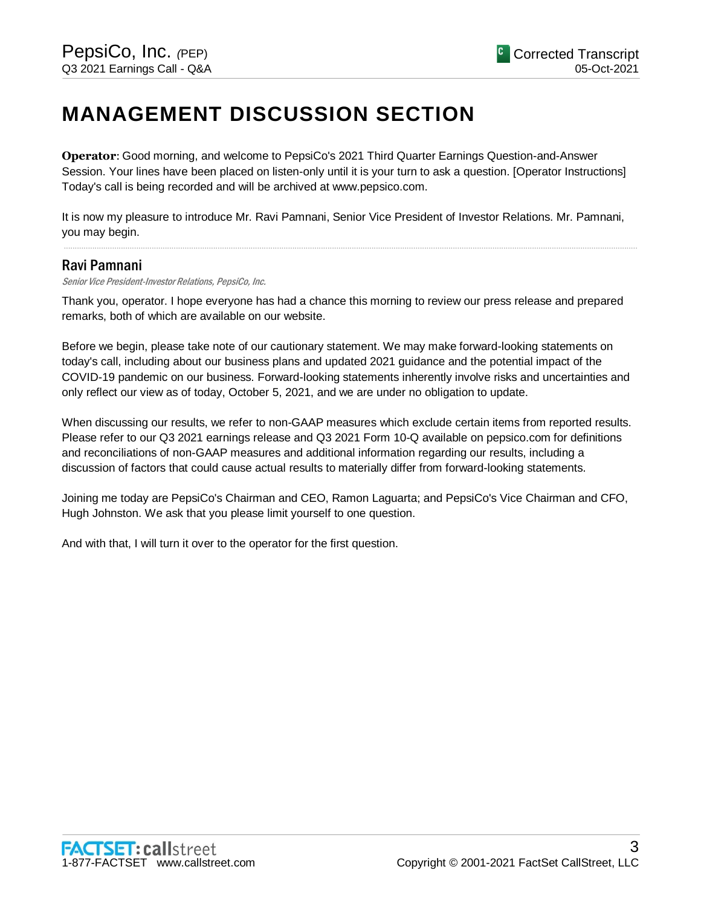# MANAGEMENT DISCUSSION SECTION

**Operator**: Good morning, and welcome to PepsiCo's 2021 Third Quarter Earnings Question-and-Answer Session. Your lines have been placed on listen-only until it is your turn to ask a question. [Operator Instructions] Today's call is being recorded and will be archived at www.pepsico.com.

It is now my pleasure to introduce Mr. Ravi Pamnani, Senior Vice President of Investor Relations. Mr. Pamnani, you may begin.

---

## Ravi Pamnani

*Senior Vice President-Investor Relations, PepsiCo, Inc.*

Thank you, operator. I hope everyone has had a chance this morning to review our press release and prepared remarks, both of which are available on our website.

Before we begin, please take note of our cautionary statement. We may make forward-looking statements on today's call, including about our business plans and updated 2021 guidance and the potential impact of the COVID-19 pandemic on our business. Forward-looking statements inherently involve risks and uncertainties and only reflect our view as of today, October 5, 2021, and we are under no obligation to update.

When discussing our results, we refer to non-GAAP measures which exclude certain items from reported results. Please refer to our Q3 2021 earnings release and Q3 2021 Form 10-Q available on pepsico.com for definitions and reconciliations of non-GAAP measures and additional information regarding our results, including a discussion of factors that could cause actual results to materially differ from forward-looking statements.

Joining me today are PepsiCo's Chairman and CEO, Ramon Laguarta; and PepsiCo's Vice Chairman and CFO, Hugh Johnston. We ask that you please limit yourself to one question.

And with that, I will turn it over to the operator for the first question.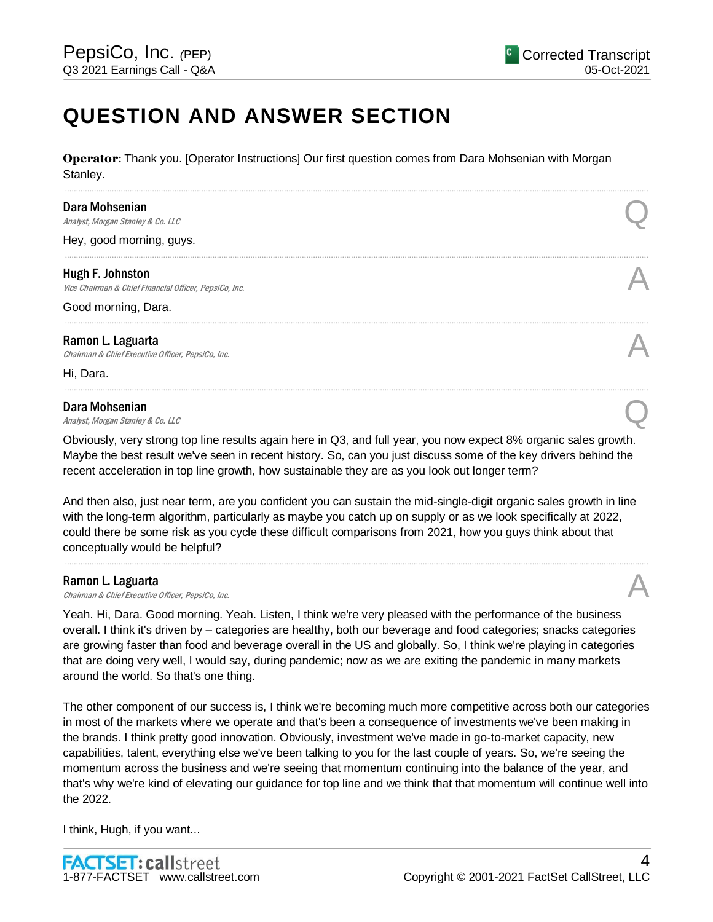# QUESTION AND ANSWER SECTION

**Operator**: Thank you. [Operator Instructions] Our first question comes from Dara Mohsenian with Morgan Stanley.

---

**Dara Mohsenian**
*Analyst, Morgan Stanley & Co. LLC*

Q

Hey, good morning, guys.

---

**Hugh F. Johnston**
*Vice Chairman & Chief Financial Officer, PepsiCo, Inc.*

A

Good morning, Dara.

---

**Ramon L. Laguarta**
*Chairman & Chief Executive Officer, PepsiCo, Inc.*

A

Hi, Dara.

---

**Dara Mohsenian**
*Analyst, Morgan Stanley & Co. LLC*

Q

Obviously, very strong top line results again here in Q3, and full year, you now expect 8% organic sales growth. Maybe the best result we've seen in recent history. So, can you just discuss some of the key drivers behind the recent acceleration in top line growth, how sustainable they are as you look out longer term?

And then also, just near term, are you confident you can sustain the mid-single-digit organic sales growth in line with the long-term algorithm, particularly as maybe you catch up on supply or as we look specifically at 2022, could there be some risk as you cycle these difficult comparisons from 2021, how you guys think about that conceptually would be helpful?

---

**Ramon L. Laguarta**
*Chairman & Chief Executive Officer, PepsiCo, Inc.*

A

Yeah. Hi, Dara. Good morning. Yeah. Listen, I think we're very pleased with the performance of the business overall. I think it's driven by – categories are healthy, both our beverage and food categories; snacks categories are growing faster than food and beverage overall in the US and globally. So, I think we're playing in categories that are doing very well, I would say, during pandemic; now as we are exiting the pandemic in many markets around the world. So that's one thing.

The other component of our success is, I think we're becoming much more competitive across both our categories in most of the markets where we operate and that's been a consequence of investments we've been making in the brands. I think pretty good innovation. Obviously, investment we've made in go-to-market capacity, new capabilities, talent, everything else we've been talking to you for the last couple of years. So, we're seeing the momentum across the business and we're seeing that momentum continuing into the balance of the year, and that's why we're kind of elevating our guidance for top line and we think that that momentum will continue well into the 2022.

I think, Hugh, if you want...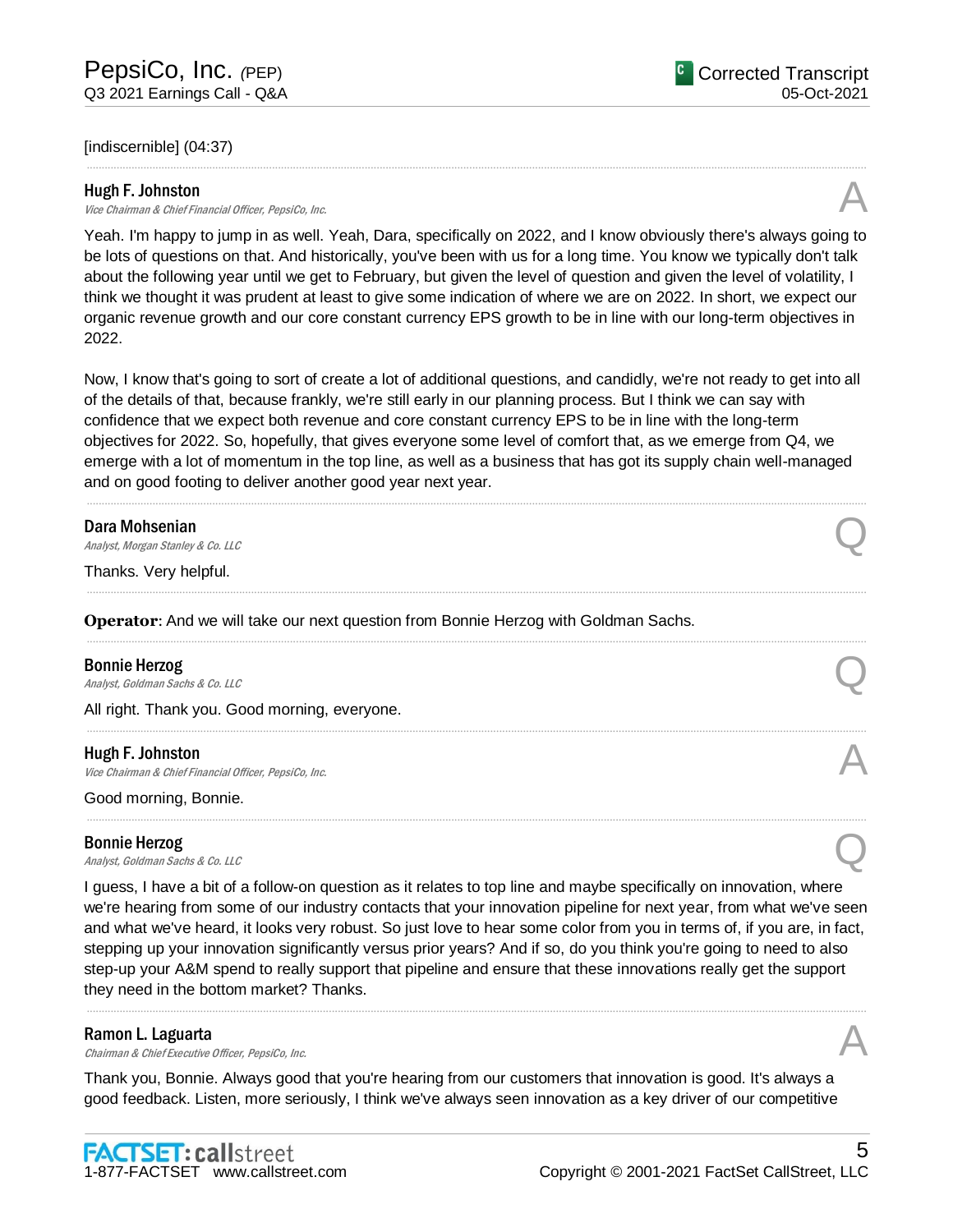[indiscernible] (04:37)

---

**Hugh F. Johnston**
*Vice Chairman & Chief Financial Officer, PepsiCo, Inc.* **A**

Yeah. I'm happy to jump in as well. Yeah, Dara, specifically on 2022, and I know obviously there's always going to be lots of questions on that. And historically, you've been with us for a long time. You know we typically don't talk about the following year until we get to February, but given the level of question and given the level of volatility, I think we thought it was prudent at least to give some indication of where we are on 2022. In short, we expect our organic revenue growth and our core constant currency EPS growth to be in line with our long-term objectives in 2022.

Now, I know that's going to sort of create a lot of additional questions, and candidly, we're not ready to get into all of the details of that, because frankly, we're still early in our planning process. But I think we can say with confidence that we expect both revenue and core constant currency EPS to be in line with the long-term objectives for 2022. So, hopefully, that gives everyone some level of comfort that, as we emerge from Q4, we emerge with a lot of momentum in the top line, as well as a business that has got its supply chain well-managed and on good footing to deliver another good year next year.

---

**Dara Mohsenian**
*Analyst, Morgan Stanley & Co. LLC* **Q**

Thanks. Very helpful.

---

**Operator**: And we will take our next question from Bonnie Herzog with Goldman Sachs.

---

**Bonnie Herzog**
*Analyst, Goldman Sachs & Co. LLC* **Q**

All right. Thank you. Good morning, everyone.

---

**Hugh F. Johnston**
*Vice Chairman & Chief Financial Officer, PepsiCo, Inc.* **A**

Good morning, Bonnie.

---

**Bonnie Herzog**
*Analyst, Goldman Sachs & Co. LLC* **Q**

I guess, I have a bit of a follow-on question as it relates to top line and maybe specifically on innovation, where we're hearing from some of our industry contacts that your innovation pipeline for next year, from what we've seen and what we've heard, it looks very robust. So just love to hear some color from you in terms of, if you are, in fact, stepping up your innovation significantly versus prior years? And if so, do you think you're going to need to also step-up your A&M spend to really support that pipeline and ensure that these innovations really get the support they need in the bottom market? Thanks.

---

**Ramon L. Laguarta**
*Chairman & Chief Executive Officer, PepsiCo, Inc.* **A**

Thank you, Bonnie. Always good that you're hearing from our customers that innovation is good. It's always a good feedback. Listen, more seriously, I think we've always seen innovation as a key driver of our competitive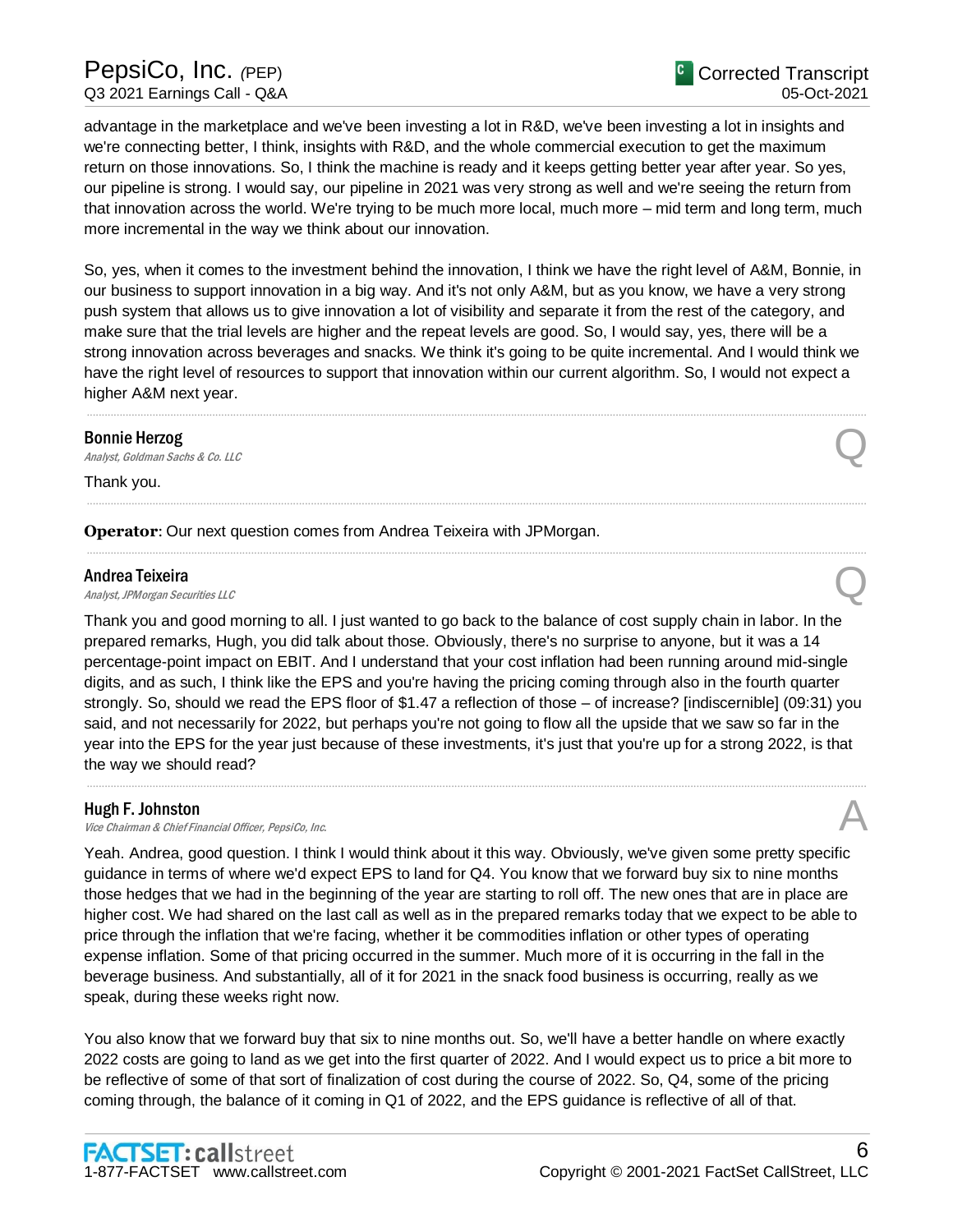advantage in the marketplace and we've been investing a lot in R&D, we've been investing a lot in insights and we're connecting better, I think, insights with R&D, and the whole commercial execution to get the maximum return on those innovations. So, I think the machine is ready and it keeps getting better year after year. So yes, our pipeline is strong. I would say, our pipeline in 2021 was very strong as well and we're seeing the return from that innovation across the world. We're trying to be much more local, much more – mid term and long term, much more incremental in the way we think about our innovation.

So, yes, when it comes to the investment behind the innovation, I think we have the right level of A&M, Bonnie, in our business to support innovation in a big way. And it's not only A&M, but as you know, we have a very strong push system that allows us to give innovation a lot of visibility and separate it from the rest of the category, and make sure that the trial levels are higher and the repeat levels are good. So, I would say, yes, there will be a strong innovation across beverages and snacks. We think it's going to be quite incremental. And I would think we have the right level of resources to support that innovation within our current algorithm. So, I would not expect a higher A&M next year.

---

**Bonnie Herzog**
*Analyst, Goldman Sachs & Co. LLC* — Q

Thank you.

---

**Operator**: Our next question comes from Andrea Teixeira with JPMorgan.

---

**Andrea Teixeira**
*Analyst, JPMorgan Securities LLC* — Q

Thank you and good morning to all. I just wanted to go back to the balance of cost supply chain in labor. In the prepared remarks, Hugh, you did talk about those. Obviously, there's no surprise to anyone, but it was a 14 percentage-point impact on EBIT. And I understand that your cost inflation had been running around mid-single digits, and as such, I think like the EPS and you're having the pricing coming through also in the fourth quarter strongly. So, should we read the EPS floor of $1.47 a reflection of those – of increase? [indiscernible] (09:31) you said, and not necessarily for 2022, but perhaps you're not going to flow all the upside that we saw so far in the year into the EPS for the year just because of these investments, it's just that you're up for a strong 2022, is that the way we should read?

---

**Hugh F. Johnston**
*Vice Chairman & Chief Financial Officer, PepsiCo, Inc.* — A

Yeah. Andrea, good question. I think I would think about it this way. Obviously, we've given some pretty specific guidance in terms of where we'd expect EPS to land for Q4. You know that we forward buy six to nine months those hedges that we had in the beginning of the year are starting to roll off. The new ones that are in place are higher cost. We had shared on the last call as well as in the prepared remarks today that we expect to be able to price through the inflation that we're facing, whether it be commodities inflation or other types of operating expense inflation. Some of that pricing occurred in the summer. Much more of it is occurring in the fall in the beverage business. And substantially, all of it for 2021 in the snack food business is occurring, really as we speak, during these weeks right now.

You also know that we forward buy that six to nine months out. So, we'll have a better handle on where exactly 2022 costs are going to land as we get into the first quarter of 2022. And I would expect us to price a bit more to be reflective of some of that sort of finalization of cost during the course of 2022. So, Q4, some of the pricing coming through, the balance of it coming in Q1 of 2022, and the EPS guidance is reflective of all of that.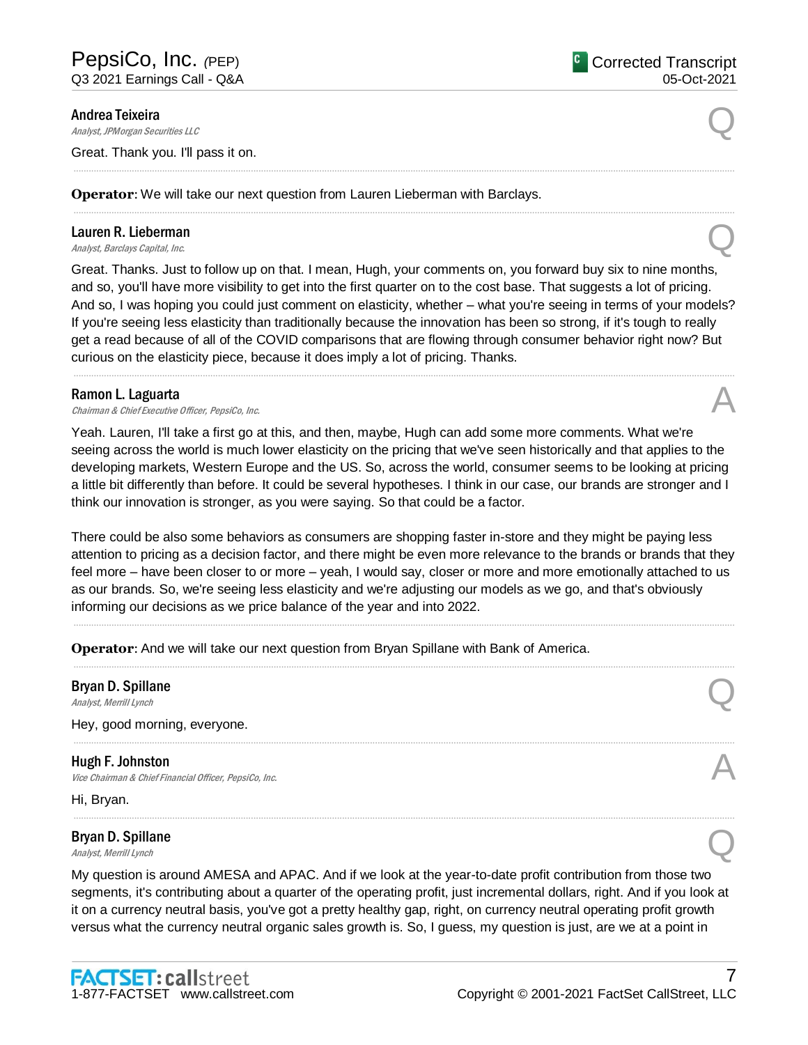**Andrea Teixeira**
*Analyst, JPMorgan Securities LLC*

Q

Great. Thank you. I'll pass it on.

---

**Operator**: We will take our next question from Lauren Lieberman with Barclays.

---

**Lauren R. Lieberman**
*Analyst, Barclays Capital, Inc.*

Q

Great. Thanks. Just to follow up on that. I mean, Hugh, your comments on, you forward buy six to nine months, and so, you'll have more visibility to get into the first quarter on to the cost base. That suggests a lot of pricing. And so, I was hoping you could just comment on elasticity, whether – what you're seeing in terms of your models? If you're seeing less elasticity than traditionally because the innovation has been so strong, if it's tough to really get a read because of all of the COVID comparisons that are flowing through consumer behavior right now? But curious on the elasticity piece, because it does imply a lot of pricing. Thanks.

---

**Ramon L. Laguarta**
*Chairman & Chief Executive Officer, PepsiCo, Inc.*

A

Yeah. Lauren, I'll take a first go at this, and then, maybe, Hugh can add some more comments. What we're seeing across the world is much lower elasticity on the pricing that we've seen historically and that applies to the developing markets, Western Europe and the US. So, across the world, consumer seems to be looking at pricing a little bit differently than before. It could be several hypotheses. I think in our case, our brands are stronger and I think our innovation is stronger, as you were saying. So that could be a factor.

There could be also some behaviors as consumers are shopping faster in-store and they might be paying less attention to pricing as a decision factor, and there might be even more relevance to the brands or brands that they feel more – have been closer to or more – yeah, I would say, closer or more and more emotionally attached to us as our brands. So, we're seeing less elasticity and we're adjusting our models as we go, and that's obviously informing our decisions as we price balance of the year and into 2022.

---

**Operator**: And we will take our next question from Bryan Spillane with Bank of America.

---

**Bryan D. Spillane**
*Analyst, Merrill Lynch*

Q

Hey, good morning, everyone.

---

**Hugh F. Johnston**
*Vice Chairman & Chief Financial Officer, PepsiCo, Inc.*

A

Hi, Bryan.

---

**Bryan D. Spillane**
*Analyst, Merrill Lynch*

Q

My question is around AMESA and APAC. And if we look at the year-to-date profit contribution from those two segments, it's contributing about a quarter of the operating profit, just incremental dollars, right. And if you look at it on a currency neutral basis, you've got a pretty healthy gap, right, on currency neutral operating profit growth versus what the currency neutral organic sales growth is. So, I guess, my question is just, are we at a point in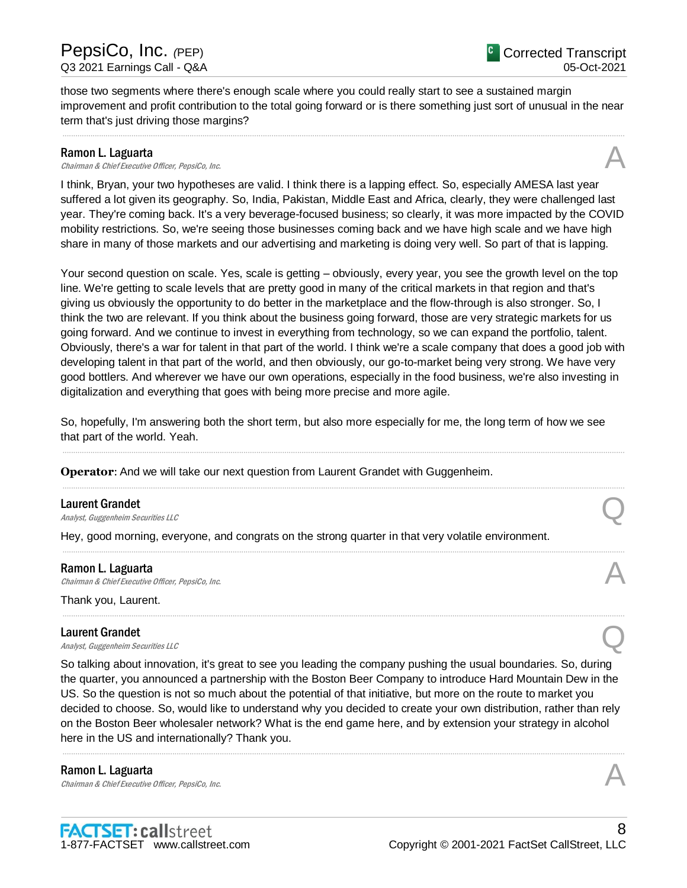those two segments where there's enough scale where you could really start to see a sustained margin improvement and profit contribution to the total going forward or is there something just sort of unusual in the near term that's just driving those margins?

---

**Ramon L. Laguarta**
*Chairman & Chief Executive Officer, PepsiCo, Inc.*

A

I think, Bryan, your two hypotheses are valid. I think there is a lapping effect. So, especially AMESA last year suffered a lot given its geography. So, India, Pakistan, Middle East and Africa, clearly, they were challenged last year. They're coming back. It's a very beverage-focused business; so clearly, it was more impacted by the COVID mobility restrictions. So, we're seeing those businesses coming back and we have high scale and we have high share in many of those markets and our advertising and marketing is doing very well. So part of that is lapping.

Your second question on scale. Yes, scale is getting – obviously, every year, you see the growth level on the top line. We're getting to scale levels that are pretty good in many of the critical markets in that region and that's giving us obviously the opportunity to do better in the marketplace and the flow-through is also stronger. So, I think the two are relevant. If you think about the business going forward, those are very strategic markets for us going forward. And we continue to invest in everything from technology, so we can expand the portfolio, talent. Obviously, there's a war for talent in that part of the world. I think we're a scale company that does a good job with developing talent in that part of the world, and then obviously, our go-to-market being very strong. We have very good bottlers. And wherever we have our own operations, especially in the food business, we're also investing in digitalization and everything that goes with being more precise and more agile.

So, hopefully, I'm answering both the short term, but also more especially for me, the long term of how we see that part of the world. Yeah.

---

**Operator**: And we will take our next question from Laurent Grandet with Guggenheim.

---

**Laurent Grandet**
*Analyst, Guggenheim Securities LLC*

Q

Hey, good morning, everyone, and congrats on the strong quarter in that very volatile environment.

---

**Ramon L. Laguarta**
*Chairman & Chief Executive Officer, PepsiCo, Inc.*

A

Thank you, Laurent.

---

**Laurent Grandet**
*Analyst, Guggenheim Securities LLC*

Q

So talking about innovation, it's great to see you leading the company pushing the usual boundaries. So, during the quarter, you announced a partnership with the Boston Beer Company to introduce Hard Mountain Dew in the US. So the question is not so much about the potential of that initiative, but more on the route to market you decided to choose. So, would like to understand why you decided to create your own distribution, rather than rely on the Boston Beer wholesaler network? What is the end game here, and by extension your strategy in alcohol here in the US and internationally? Thank you.

---

**Ramon L. Laguarta**
*Chairman & Chief Executive Officer, PepsiCo, Inc.*

A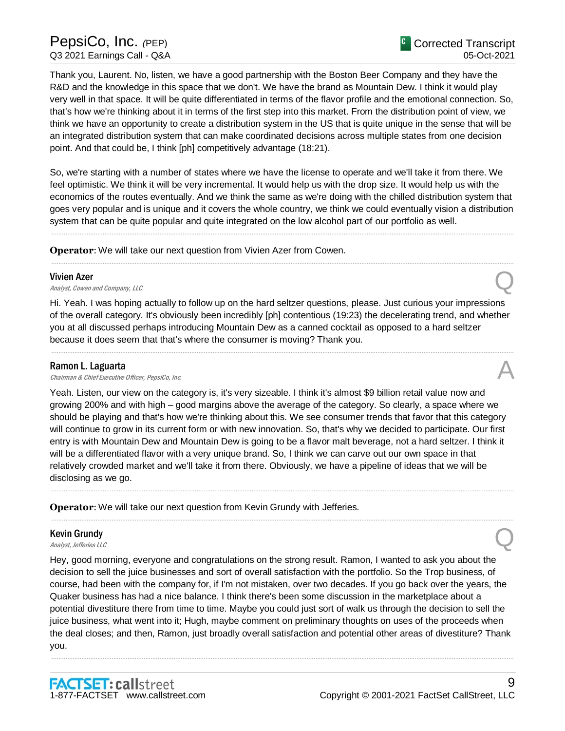Thank you, Laurent. No, listen, we have a good partnership with the Boston Beer Company and they have the R&D and the knowledge in this space that we don't. We have the brand as Mountain Dew. I think it would play very well in that space. It will be quite differentiated in terms of the flavor profile and the emotional connection. So, that's how we're thinking about it in terms of the first step into this market. From the distribution point of view, we think we have an opportunity to create a distribution system in the US that is quite unique in the sense that will be an integrated distribution system that can make coordinated decisions across multiple states from one decision point. And that could be, I think [ph] competitively advantage (18:21).

So, we're starting with a number of states where we have the license to operate and we'll take it from there. We feel optimistic. We think it will be very incremental. It would help us with the drop size. It would help us with the economics of the routes eventually. And we think the same as we're doing with the chilled distribution system that goes very popular and is unique and it covers the whole country, we think we could eventually vision a distribution system that can be quite popular and quite integrated on the low alcohol part of our portfolio as well.

---

**Operator**: We will take our next question from Vivien Azer from Cowen.

---

**Vivien Azer**
*Analyst, Cowen and Company, LLC* — Q

Hi. Yeah. I was hoping actually to follow up on the hard seltzer questions, please. Just curious your impressions of the overall category. It's obviously been incredibly [ph] contentious (19:23) the decelerating trend, and whether you at all discussed perhaps introducing Mountain Dew as a canned cocktail as opposed to a hard seltzer because it does seem that that's where the consumer is moving? Thank you.

---

**Ramon L. Laguarta**
*Chairman & Chief Executive Officer, PepsiCo, Inc.* — A

Yeah. Listen, our view on the category is, it's very sizeable. I think it's almost $9 billion retail value now and growing 200% and with high – good margins above the average of the category. So clearly, a space where we should be playing and that's how we're thinking about this. We see consumer trends that favor that this category will continue to grow in its current form or with new innovation. So, that's why we decided to participate. Our first entry is with Mountain Dew and Mountain Dew is going to be a flavor malt beverage, not a hard seltzer. I think it will be a differentiated flavor with a very unique brand. So, I think we can carve out our own space in that relatively crowded market and we'll take it from there. Obviously, we have a pipeline of ideas that we will be disclosing as we go.

---

**Operator**: We will take our next question from Kevin Grundy with Jefferies.

---

**Kevin Grundy**
*Analyst, Jefferies LLC* — Q

Hey, good morning, everyone and congratulations on the strong result. Ramon, I wanted to ask you about the decision to sell the juice businesses and sort of overall satisfaction with the portfolio. So the Trop business, of course, had been with the company for, if I'm not mistaken, over two decades. If you go back over the years, the Quaker business has had a nice balance. I think there's been some discussion in the marketplace about a potential divestiture there from time to time. Maybe you could just sort of walk us through the decision to sell the juice business, what went into it; Hugh, maybe comment on preliminary thoughts on uses of the proceeds when the deal closes; and then, Ramon, just broadly overall satisfaction and potential other areas of divestiture? Thank you.

---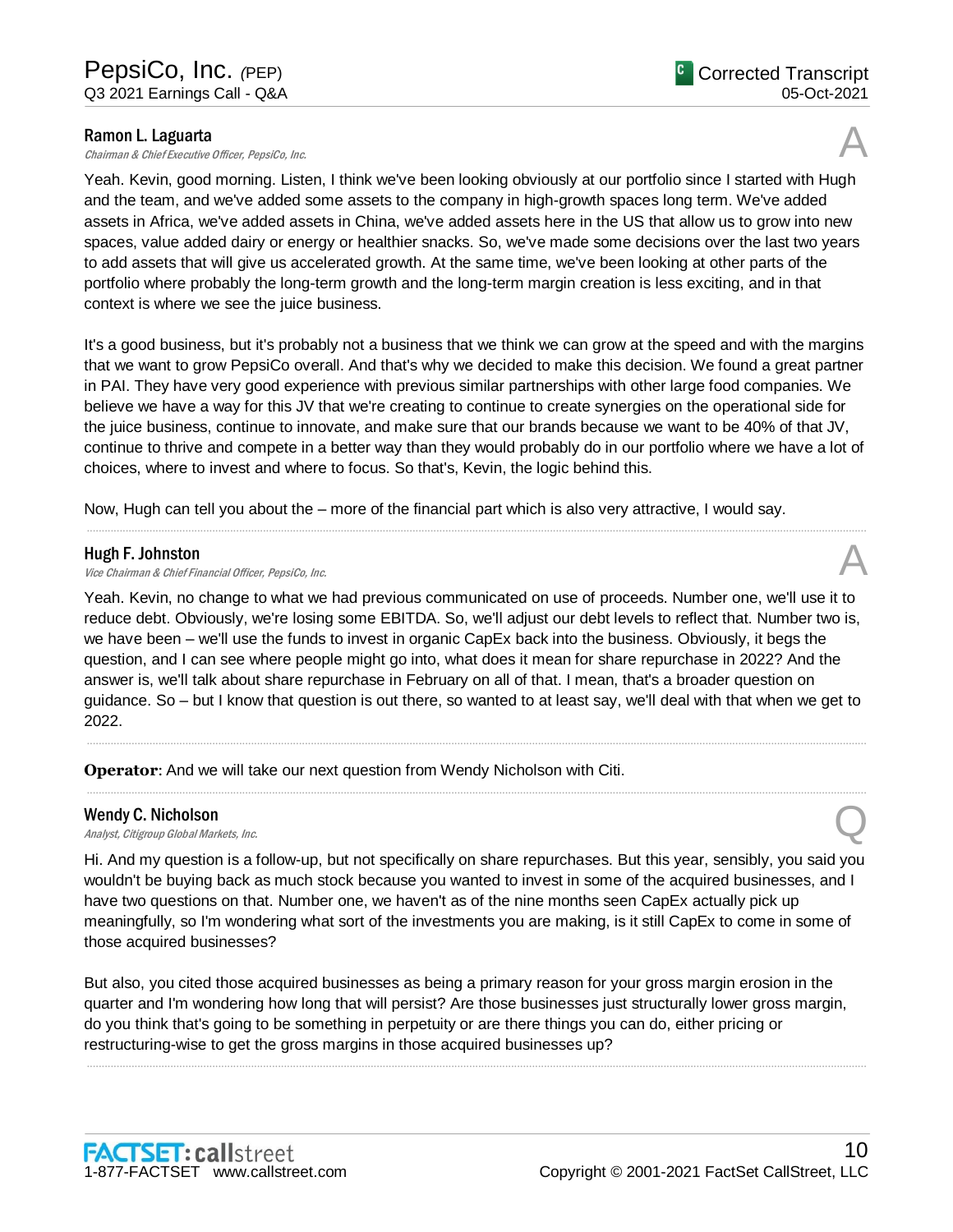**Ramon L. Laguarta**
*Chairman & Chief Executive Officer, PepsiCo, Inc.*

A

Yeah. Kevin, good morning. Listen, I think we've been looking obviously at our portfolio since I started with Hugh and the team, and we've added some assets to the company in high-growth spaces long term. We've added assets in Africa, we've added assets in China, we've added assets here in the US that allow us to grow into new spaces, value added dairy or energy or healthier snacks. So, we've made some decisions over the last two years to add assets that will give us accelerated growth. At the same time, we've been looking at other parts of the portfolio where probably the long-term growth and the long-term margin creation is less exciting, and in that context is where we see the juice business.

It's a good business, but it's probably not a business that we think we can grow at the speed and with the margins that we want to grow PepsiCo overall. And that's why we decided to make this decision. We found a great partner in PAI. They have very good experience with previous similar partnerships with other large food companies. We believe we have a way for this JV that we're creating to continue to create synergies on the operational side for the juice business, continue to innovate, and make sure that our brands because we want to be 40% of that JV, continue to thrive and compete in a better way than they would probably do in our portfolio where we have a lot of choices, where to invest and where to focus. So that's, Kevin, the logic behind this.

Now, Hugh can tell you about the – more of the financial part which is also very attractive, I would say.

---

**Hugh F. Johnston**
*Vice Chairman & Chief Financial Officer, PepsiCo, Inc.*

A

Yeah. Kevin, no change to what we had previous communicated on use of proceeds. Number one, we'll use it to reduce debt. Obviously, we're losing some EBITDA. So, we'll adjust our debt levels to reflect that. Number two is, we have been – we'll use the funds to invest in organic CapEx back into the business. Obviously, it begs the question, and I can see where people might go into, what does it mean for share repurchase in 2022? And the answer is, we'll talk about share repurchase in February on all of that. I mean, that's a broader question on guidance. So – but I know that question is out there, so wanted to at least say, we'll deal with that when we get to 2022.

---

**Operator**: And we will take our next question from Wendy Nicholson with Citi.

---

**Wendy C. Nicholson**
*Analyst, Citigroup Global Markets, Inc.*

Q

Hi. And my question is a follow-up, but not specifically on share repurchases. But this year, sensibly, you said you wouldn't be buying back as much stock because you wanted to invest in some of the acquired businesses, and I have two questions on that. Number one, we haven't as of the nine months seen CapEx actually pick up meaningfully, so I'm wondering what sort of the investments you are making, is it still CapEx to come in some of those acquired businesses?

But also, you cited those acquired businesses as being a primary reason for your gross margin erosion in the quarter and I'm wondering how long that will persist? Are those businesses just structurally lower gross margin, do you think that's going to be something in perpetuity or are there things you can do, either pricing or restructuring-wise to get the gross margins in those acquired businesses up?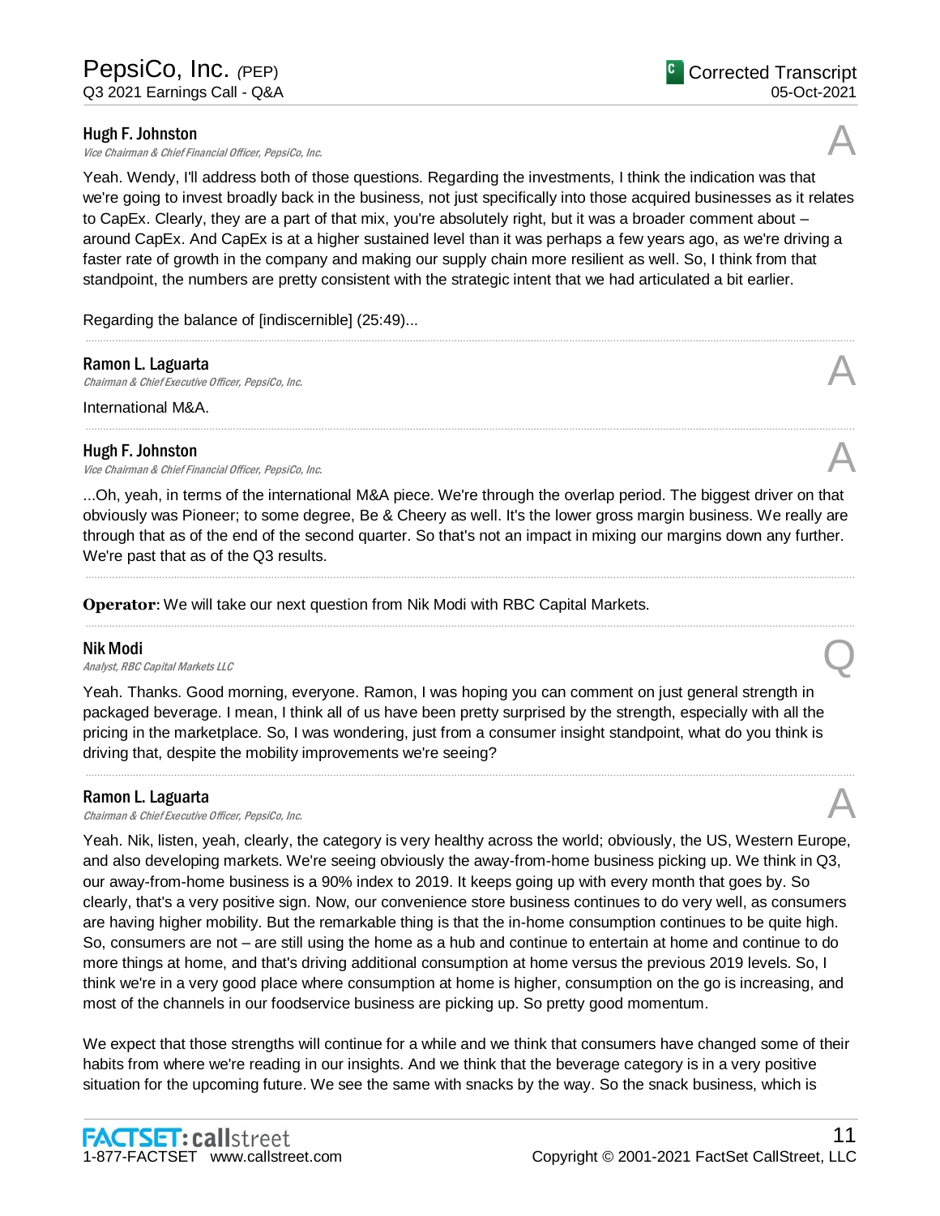**Hugh F. Johnston**
*Vice Chairman & Chief Financial Officer, PepsiCo, Inc.*

A

Yeah. Wendy, I'll address both of those questions. Regarding the investments, I think the indication was that we're going to invest broadly back in the business, not just specifically into those acquired businesses as it relates to CapEx. Clearly, they are a part of that mix, you're absolutely right, but it was a broader comment about – around CapEx. And CapEx is at a higher sustained level than it was perhaps a few years ago, as we're driving a faster rate of growth in the company and making our supply chain more resilient as well. So, I think from that standpoint, the numbers are pretty consistent with the strategic intent that we had articulated a bit earlier.

Regarding the balance of [indiscernible] (25:49)...

---

**Ramon L. Laguarta**
*Chairman & Chief Executive Officer, PepsiCo, Inc.*

A

International M&A.

---

**Hugh F. Johnston**
*Vice Chairman & Chief Financial Officer, PepsiCo, Inc.*

A

...Oh, yeah, in terms of the international M&A piece. We're through the overlap period. The biggest driver on that obviously was Pioneer; to some degree, Be & Cheery as well. It's the lower gross margin business. We really are through that as of the end of the second quarter. So that's not an impact in mixing our margins down any further. We're past that as of the Q3 results.

---

**Operator**: We will take our next question from Nik Modi with RBC Capital Markets.

---

**Nik Modi**
*Analyst, RBC Capital Markets LLC*

Q

Yeah. Thanks. Good morning, everyone. Ramon, I was hoping you can comment on just general strength in packaged beverage. I mean, I think all of us have been pretty surprised by the strength, especially with all the pricing in the marketplace. So, I was wondering, just from a consumer insight standpoint, what do you think is driving that, despite the mobility improvements we're seeing?

---

**Ramon L. Laguarta**
*Chairman & Chief Executive Officer, PepsiCo, Inc.*

A

Yeah. Nik, listen, yeah, clearly, the category is very healthy across the world; obviously, the US, Western Europe, and also developing markets. We're seeing obviously the away-from-home business picking up. We think in Q3, our away-from-home business is a 90% index to 2019. It keeps going up with every month that goes by. So clearly, that's a very positive sign. Now, our convenience store business continues to do very well, as consumers are having higher mobility. But the remarkable thing is that the in-home consumption continues to be quite high. So, consumers are not – are still using the home as a hub and continue to entertain at home and continue to do more things at home, and that's driving additional consumption at home versus the previous 2019 levels. So, I think we're in a very good place where consumption at home is higher, consumption on the go is increasing, and most of the channels in our foodservice business are picking up. So pretty good momentum.

We expect that those strengths will continue for a while and we think that consumers have changed some of their habits from where we're reading in our insights. And we think that the beverage category is in a very positive situation for the upcoming future. We see the same with snacks by the way. So the snack business, which is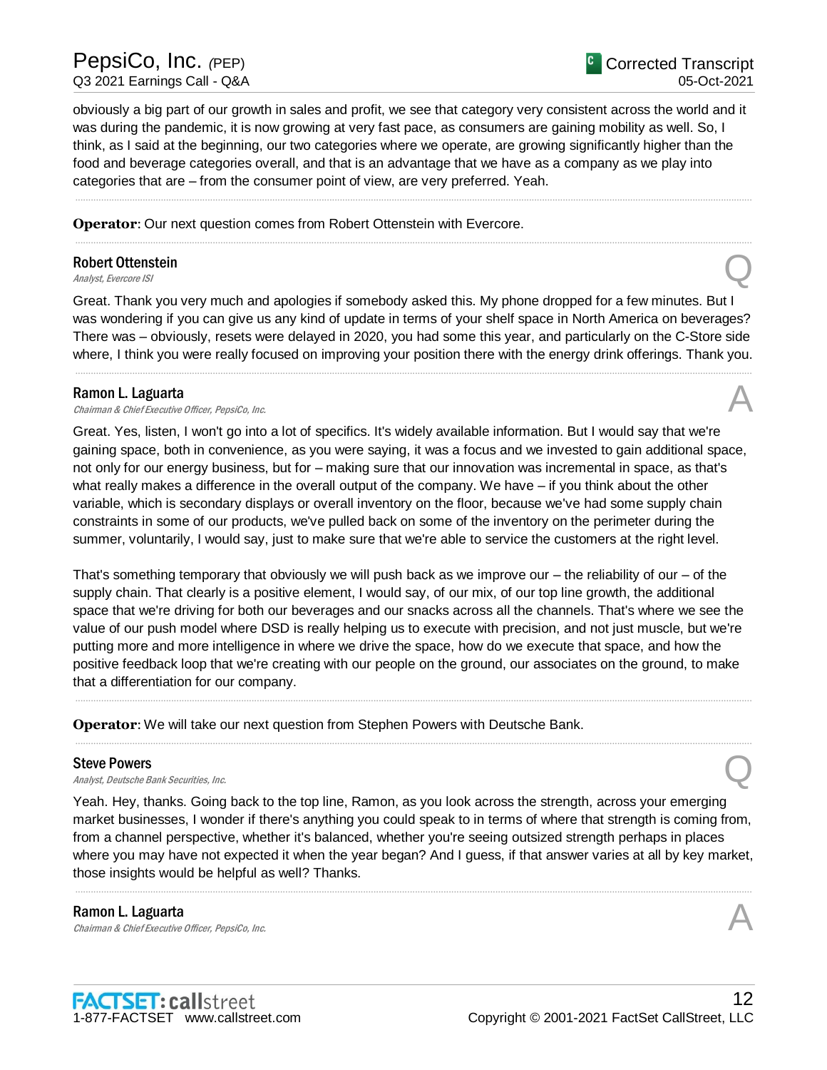obviously a big part of our growth in sales and profit, we see that category very consistent across the world and it was during the pandemic, it is now growing at very fast pace, as consumers are gaining mobility as well. So, I think, as I said at the beginning, our two categories where we operate, are growing significantly higher than the food and beverage categories overall, and that is an advantage that we have as a company as we play into categories that are – from the consumer point of view, are very preferred. Yeah.

---

**Operator**: Our next question comes from Robert Ottenstein with Evercore.

---

**Robert Ottenstein**
*Analyst, Evercore ISI*

Q

Great. Thank you very much and apologies if somebody asked this. My phone dropped for a few minutes. But I was wondering if you can give us any kind of update in terms of your shelf space in North America on beverages? There was – obviously, resets were delayed in 2020, you had some this year, and particularly on the C-Store side where, I think you were really focused on improving your position there with the energy drink offerings. Thank you.

---

**Ramon L. Laguarta**
*Chairman & Chief Executive Officer, PepsiCo, Inc.*

A

Great. Yes, listen, I won't go into a lot of specifics. It's widely available information. But I would say that we're gaining space, both in convenience, as you were saying, it was a focus and we invested to gain additional space, not only for our energy business, but for – making sure that our innovation was incremental in space, as that's what really makes a difference in the overall output of the company. We have – if you think about the other variable, which is secondary displays or overall inventory on the floor, because we've had some supply chain constraints in some of our products, we've pulled back on some of the inventory on the perimeter during the summer, voluntarily, I would say, just to make sure that we're able to service the customers at the right level.

That's something temporary that obviously we will push back as we improve our – the reliability of our – of the supply chain. That clearly is a positive element, I would say, of our mix, of our top line growth, the additional space that we're driving for both our beverages and our snacks across all the channels. That's where we see the value of our push model where DSD is really helping us to execute with precision, and not just muscle, but we're putting more and more intelligence in where we drive the space, how do we execute that space, and how the positive feedback loop that we're creating with our people on the ground, our associates on the ground, to make that a differentiation for our company.

---

**Operator**: We will take our next question from Stephen Powers with Deutsche Bank.

---

**Steve Powers**
*Analyst, Deutsche Bank Securities, Inc.*

Q

Yeah. Hey, thanks. Going back to the top line, Ramon, as you look across the strength, across your emerging market businesses, I wonder if there's anything you could speak to in terms of where that strength is coming from, from a channel perspective, whether it's balanced, whether you're seeing outsized strength perhaps in places where you may have not expected it when the year began? And I guess, if that answer varies at all by key market, those insights would be helpful as well? Thanks.

---

**Ramon L. Laguarta**
*Chairman & Chief Executive Officer, PepsiCo, Inc.*

A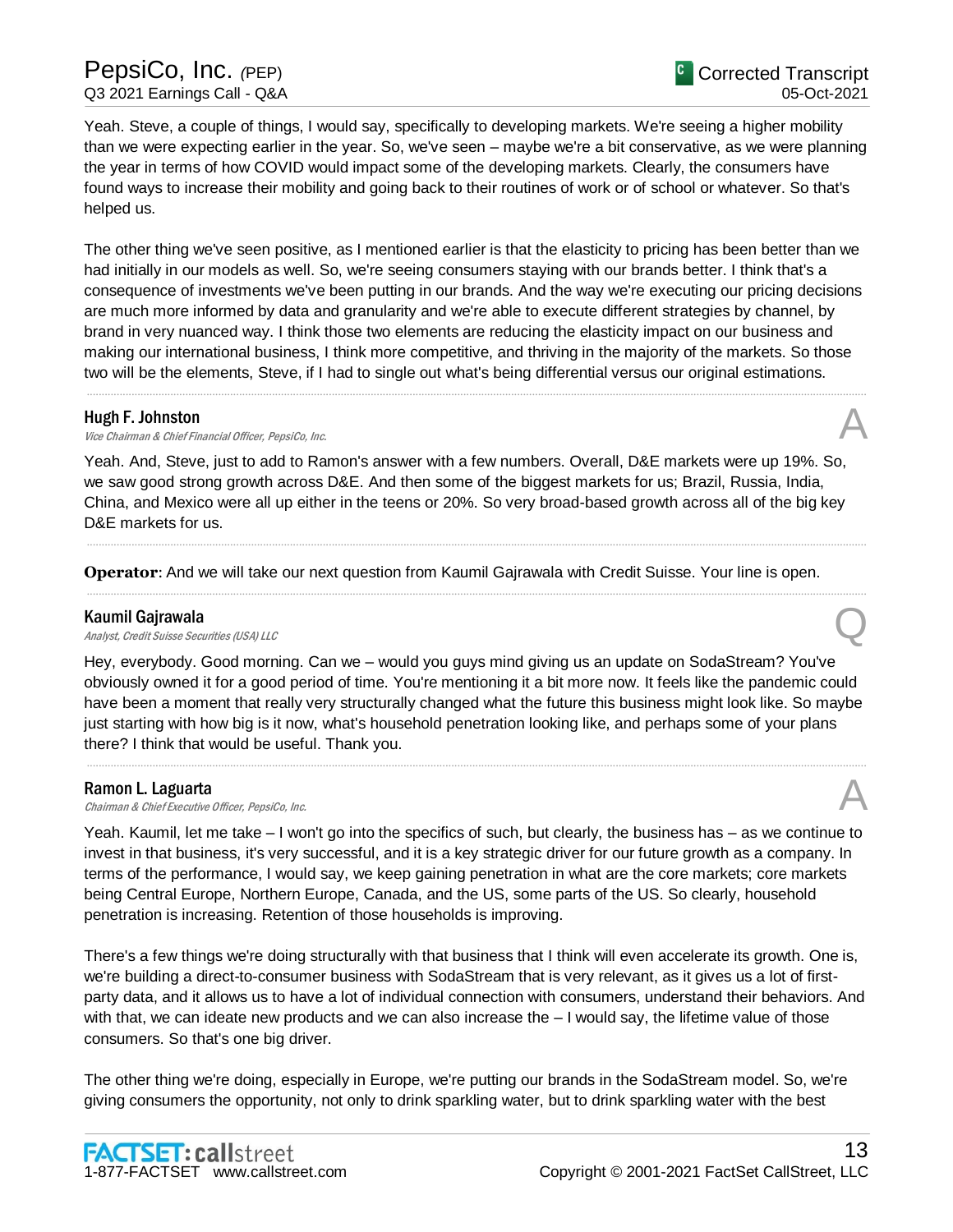Yeah. Steve, a couple of things, I would say, specifically to developing markets. We're seeing a higher mobility than we were expecting earlier in the year. So, we've seen – maybe we're a bit conservative, as we were planning the year in terms of how COVID would impact some of the developing markets. Clearly, the consumers have found ways to increase their mobility and going back to their routines of work or of school or whatever. So that's helped us.

The other thing we've seen positive, as I mentioned earlier is that the elasticity to pricing has been better than we had initially in our models as well. So, we're seeing consumers staying with our brands better. I think that's a consequence of investments we've been putting in our brands. And the way we're executing our pricing decisions are much more informed by data and granularity and we're able to execute different strategies by channel, by brand in very nuanced way. I think those two elements are reducing the elasticity impact on our business and making our international business, I think more competitive, and thriving in the majority of the markets. So those two will be the elements, Steve, if I had to single out what's being differential versus our original estimations.

---

**Hugh F. Johnston** — A
*Vice Chairman & Chief Financial Officer, PepsiCo, Inc.*

Yeah. And, Steve, just to add to Ramon's answer with a few numbers. Overall, D&E markets were up 19%. So, we saw good strong growth across D&E. And then some of the biggest markets for us; Brazil, Russia, India, China, and Mexico were all up either in the teens or 20%. So very broad-based growth across all of the big key D&E markets for us.

---

**Operator**: And we will take our next question from Kaumil Gajrawala with Credit Suisse. Your line is open.

---

**Kaumil Gajrawala** — Q
*Analyst, Credit Suisse Securities (USA) LLC*

Hey, everybody. Good morning. Can we – would you guys mind giving us an update on SodaStream? You've obviously owned it for a good period of time. You're mentioning it a bit more now. It feels like the pandemic could have been a moment that really very structurally changed what the future this business might look like. So maybe just starting with how big is it now, what's household penetration looking like, and perhaps some of your plans there? I think that would be useful. Thank you.

---

**Ramon L. Laguarta** — A
*Chairman & Chief Executive Officer, PepsiCo, Inc.*

Yeah. Kaumil, let me take – I won't go into the specifics of such, but clearly, the business has – as we continue to invest in that business, it's very successful, and it is a key strategic driver for our future growth as a company. In terms of the performance, I would say, we keep gaining penetration in what are the core markets; core markets being Central Europe, Northern Europe, Canada, and the US, some parts of the US. So clearly, household penetration is increasing. Retention of those households is improving.

There's a few things we're doing structurally with that business that I think will even accelerate its growth. One is, we're building a direct-to-consumer business with SodaStream that is very relevant, as it gives us a lot of first-party data, and it allows us to have a lot of individual connection with consumers, understand their behaviors. And with that, we can ideate new products and we can also increase the – I would say, the lifetime value of those consumers. So that's one big driver.

The other thing we're doing, especially in Europe, we're putting our brands in the SodaStream model. So, we're giving consumers the opportunity, not only to drink sparkling water, but to drink sparkling water with the best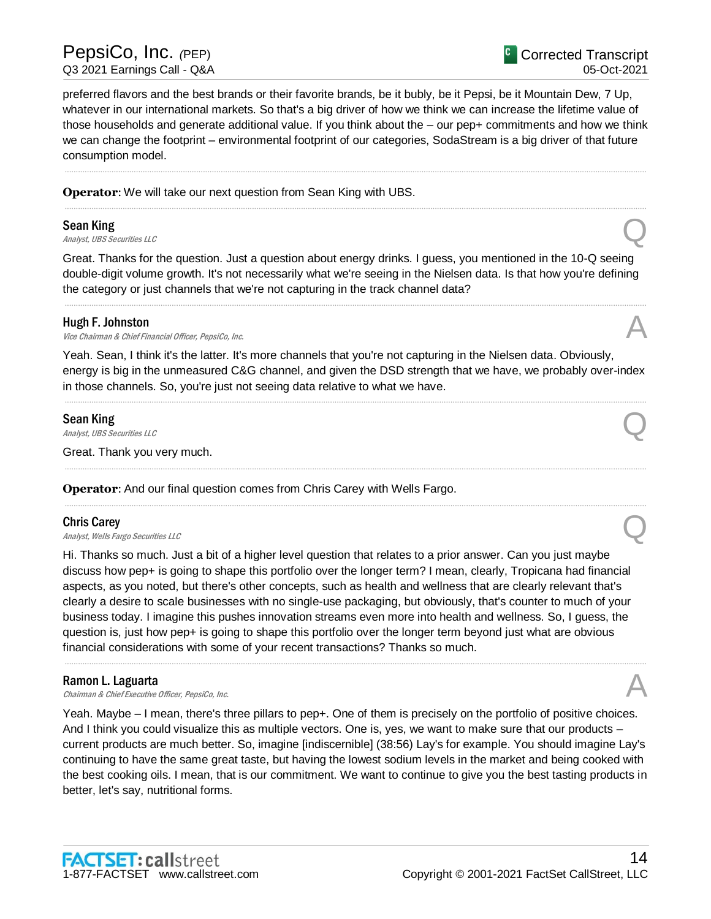preferred flavors and the best brands or their favorite brands, be it bubly, be it Pepsi, be it Mountain Dew, 7 Up, whatever in our international markets. So that's a big driver of how we think we can increase the lifetime value of those households and generate additional value. If you think about the – our pep+ commitments and how we think we can change the footprint – environmental footprint of our categories, SodaStream is a big driver of that future consumption model.

---

**Operator**: We will take our next question from Sean King with UBS.

---

**Sean King**
*Analyst, UBS Securities LLC* **Q**

Great. Thanks for the question. Just a question about energy drinks. I guess, you mentioned in the 10-Q seeing double-digit volume growth. It's not necessarily what we're seeing in the Nielsen data. Is that how you're defining the category or just channels that we're not capturing in the track channel data?

---

**Hugh F. Johnston**
*Vice Chairman & Chief Financial Officer, PepsiCo, Inc.* **A**

Yeah. Sean, I think it's the latter. It's more channels that you're not capturing in the Nielsen data. Obviously, energy is big in the unmeasured C&G channel, and given the DSD strength that we have, we probably over-index in those channels. So, you're just not seeing data relative to what we have.

---

**Sean King**
*Analyst, UBS Securities LLC* **Q**

Great. Thank you very much.

---

**Operator**: And our final question comes from Chris Carey with Wells Fargo.

---

**Chris Carey**
*Analyst, Wells Fargo Securities LLC* **Q**

Hi. Thanks so much. Just a bit of a higher level question that relates to a prior answer. Can you just maybe discuss how pep+ is going to shape this portfolio over the longer term? I mean, clearly, Tropicana had financial aspects, as you noted, but there's other concepts, such as health and wellness that are clearly relevant that's clearly a desire to scale businesses with no single-use packaging, but obviously, that's counter to much of your business today. I imagine this pushes innovation streams even more into health and wellness. So, I guess, the question is, just how pep+ is going to shape this portfolio over the longer term beyond just what are obvious financial considerations with some of your recent transactions? Thanks so much.

---

**Ramon L. Laguarta**
*Chairman & Chief Executive Officer, PepsiCo, Inc.* **A**

Yeah. Maybe – I mean, there's three pillars to pep+. One of them is precisely on the portfolio of positive choices. And I think you could visualize this as multiple vectors. One is, yes, we want to make sure that our products – current products are much better. So, imagine [indiscernible] (38:56) Lay's for example. You should imagine Lay's continuing to have the same great taste, but having the lowest sodium levels in the market and being cooked with the best cooking oils. I mean, that is our commitment. We want to continue to give you the best tasting products in better, let's say, nutritional forms.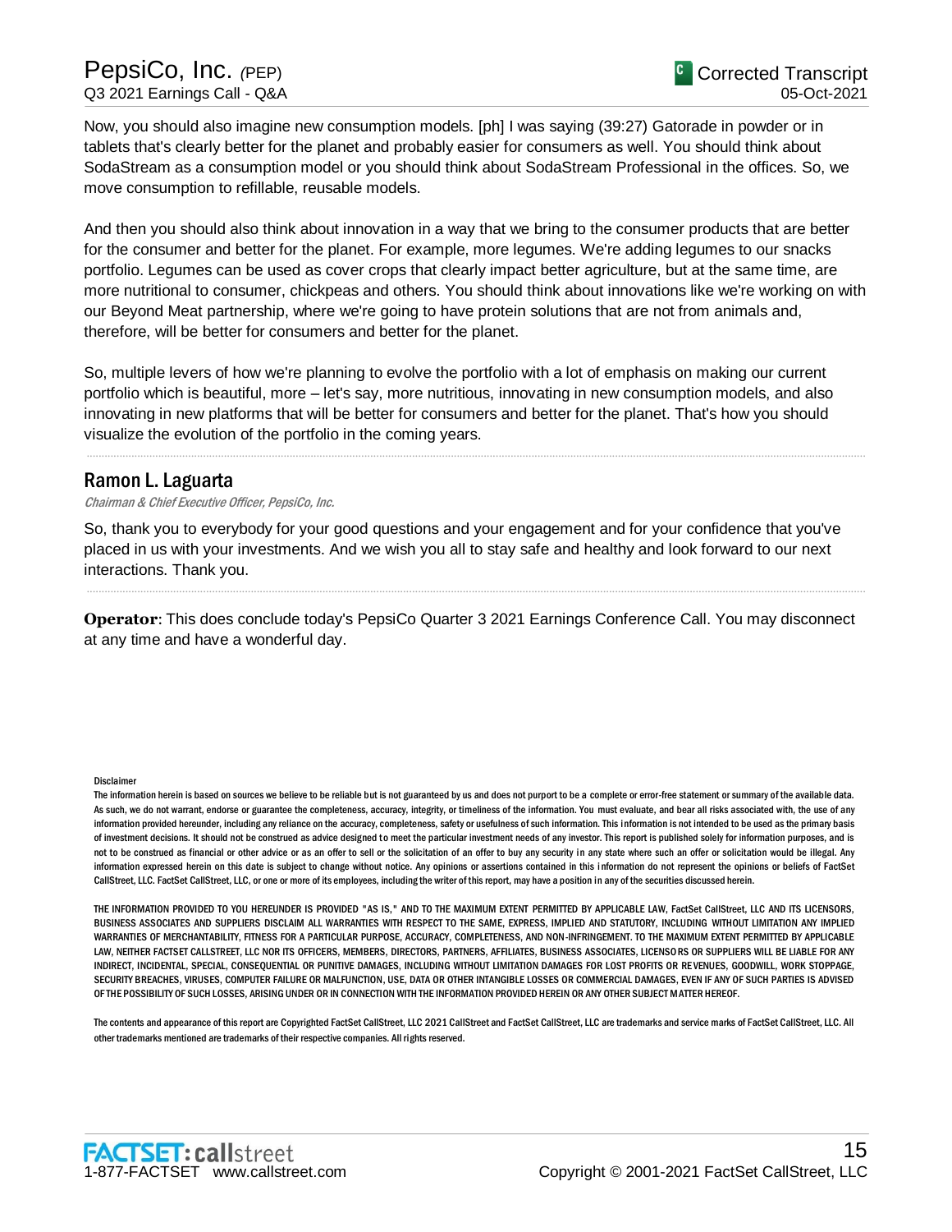Now, you should also imagine new consumption models. [ph] I was saying (39:27) Gatorade in powder or in tablets that's clearly better for the planet and probably easier for consumers as well. You should think about SodaStream as a consumption model or you should think about SodaStream Professional in the offices. So, we move consumption to refillable, reusable models.

And then you should also think about innovation in a way that we bring to the consumer products that are better for the consumer and better for the planet. For example, more legumes. We're adding legumes to our snacks portfolio. Legumes can be used as cover crops that clearly impact better agriculture, but at the same time, are more nutritional to consumer, chickpeas and others. You should think about innovations like we're working on with our Beyond Meat partnership, where we're going to have protein solutions that are not from animals and, therefore, will be better for consumers and better for the planet.

So, multiple levers of how we're planning to evolve the portfolio with a lot of emphasis on making our current portfolio which is beautiful, more – let's say, more nutritious, innovating in new consumption models, and also innovating in new platforms that will be better for consumers and better for the planet. That's how you should visualize the evolution of the portfolio in the coming years.

---

## Ramon L. Laguarta

*Chairman & Chief Executive Officer, PepsiCo, Inc.*

So, thank you to everybody for your good questions and your engagement and for your confidence that you've placed in us with your investments. And we wish you all to stay safe and healthy and look forward to our next interactions. Thank you.

---

**Operator**: This does conclude today's PepsiCo Quarter 3 2021 Earnings Conference Call. You may disconnect at any time and have a wonderful day.

Disclaimer

The information herein is based on sources we believe to be reliable but is not guaranteed by us and does not purport to be a complete or error-free statement or summary of the available data. As such, we do not warrant, endorse or guarantee the completeness, accuracy, integrity, or timeliness of the information. You must evaluate, and bear all risks associated with, the use of any information provided hereunder, including any reliance on the accuracy, completeness, safety or usefulness of such information. This information is not intended to be used as the primary basis of investment decisions. It should not be construed as advice designed to meet the particular investment needs of any investor. This report is published solely for information purposes, and is not to be construed as financial or other advice or as an offer to sell or the solicitation of an offer to buy any security in any state where such an offer or solicitation would be illegal. Any information expressed herein on this date is subject to change without notice. Any opinions or assertions contained in this information do not represent the opinions or beliefs of FactSet CallStreet, LLC. FactSet CallStreet, LLC, or one or more of its employees, including the writer of this report, may have a position in any of the securities discussed herein.

THE INFORMATION PROVIDED TO YOU HEREUNDER IS PROVIDED "AS IS," AND TO THE MAXIMUM EXTENT PERMITTED BY APPLICABLE LAW, FactSet CallStreet, LLC AND ITS LICENSORS, BUSINESS ASSOCIATES AND SUPPLIERS DISCLAIM ALL WARRANTIES WITH RESPECT TO THE SAME, EXPRESS, IMPLIED AND STATUTORY, INCLUDING WITHOUT LIMITATION ANY IMPLIED WARRANTIES OF MERCHANTABILITY, FITNESS FOR A PARTICULAR PURPOSE, ACCURACY, COMPLETENESS, AND NON-INFRINGEMENT. TO THE MAXIMUM EXTENT PERMITTED BY APPLICABLE LAW, NEITHER FACTSET CALLSTREET, LLC NOR ITS OFFICERS, MEMBERS, DIRECTORS, PARTNERS, AFFILIATES, BUSINESS ASSOCIATES, LICENSORS OR SUPPLIERS WILL BE LIABLE FOR ANY INDIRECT, INCIDENTAL, SPECIAL, CONSEQUENTIAL OR PUNITIVE DAMAGES, INCLUDING WITHOUT LIMITATION DAMAGES FOR LOST PROFITS OR REVENUES, GOODWILL, WORK STOPPAGE, SECURITY BREACHES, VIRUSES, COMPUTER FAILURE OR MALFUNCTION, USE, DATA OR OTHER INTANGIBLE LOSSES OR COMMERCIAL DAMAGES, EVEN IF ANY OF SUCH PARTIES IS ADVISED OF THE POSSIBILITY OF SUCH LOSSES, ARISING UNDER OR IN CONNECTION WITH THE INFORMATION PROVIDED HEREIN OR ANY OTHER SUBJECT MATTER HEREOF.

The contents and appearance of this report are Copyrighted FactSet CallStreet, LLC 2021 CallStreet and FactSet CallStreet, LLC are trademarks and service marks of FactSet CallStreet, LLC. All other trademarks mentioned are trademarks of their respective companies. All rights reserved.